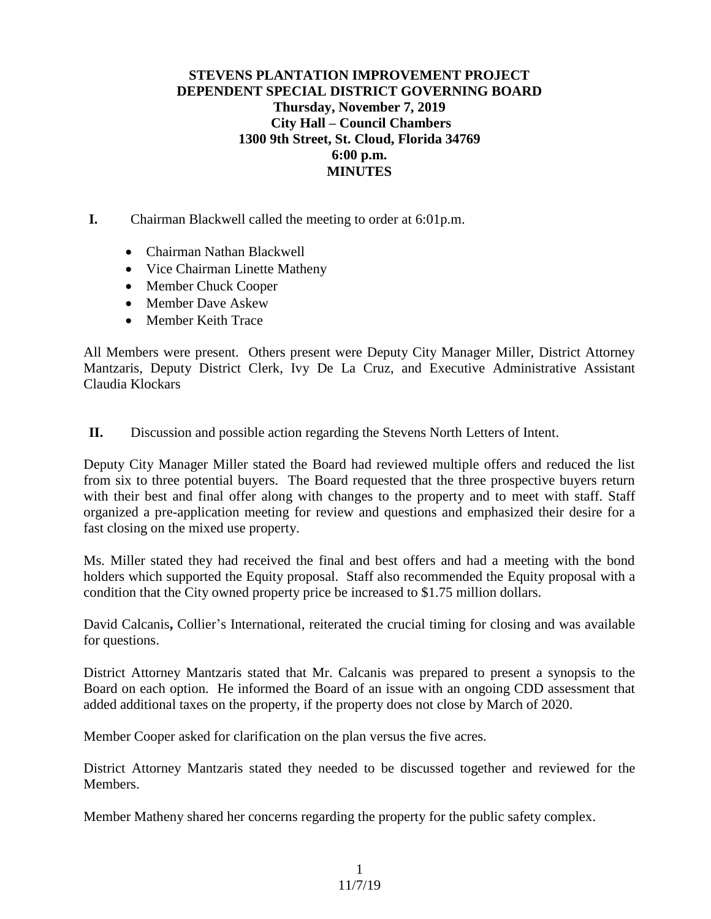# STEVENS PLANTATION IMPROVEMENT PROJECT
## DEPENDENT SPECIAL DISTRICT GOVERNING BOARD
**Thursday, November 7, 2019**
**City Hall – Council Chambers**
**1300 9th Street, St. Cloud, Florida 34769**
**6:00 p.m.**
**MINUTES**

**I.** Chairman Blackwell called the meeting to order at 6:01p.m.

- Chairman Nathan Blackwell
- Vice Chairman Linette Matheny
- Member Chuck Cooper
- Member Dave Askew
- Member Keith Trace

All Members were present. Others present were Deputy City Manager Miller, District Attorney Mantzaris, Deputy District Clerk, Ivy De La Cruz, and Executive Administrative Assistant Claudia Klockars

**II.** Discussion and possible action regarding the Stevens North Letters of Intent.

Deputy City Manager Miller stated the Board had reviewed multiple offers and reduced the list from six to three potential buyers. The Board requested that the three prospective buyers return with their best and final offer along with changes to the property and to meet with staff. Staff organized a pre-application meeting for review and questions and emphasized their desire for a fast closing on the mixed use property.

Ms. Miller stated they had received the final and best offers and had a meeting with the bond holders which supported the Equity proposal. Staff also recommended the Equity proposal with a condition that the City owned property price be increased to $1.75 million dollars.

David Calcanis**,** Collier's International, reiterated the crucial timing for closing and was available for questions.

District Attorney Mantzaris stated that Mr. Calcanis was prepared to present a synopsis to the Board on each option. He informed the Board of an issue with an ongoing CDD assessment that added additional taxes on the property, if the property does not close by March of 2020.

Member Cooper asked for clarification on the plan versus the five acres.

District Attorney Mantzaris stated they needed to be discussed together and reviewed for the Members.

Member Matheny shared her concerns regarding the property for the public safety complex.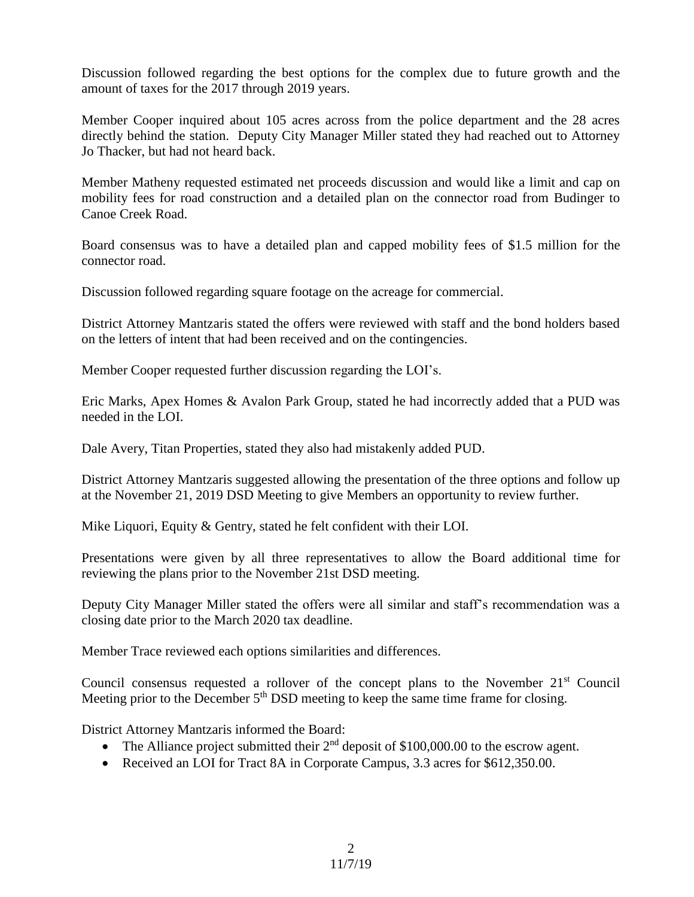Discussion followed regarding the best options for the complex due to future growth and the amount of taxes for the 2017 through 2019 years.

Member Cooper inquired about 105 acres across from the police department and the 28 acres directly behind the station. Deputy City Manager Miller stated they had reached out to Attorney Jo Thacker, but had not heard back.

Member Matheny requested estimated net proceeds discussion and would like a limit and cap on mobility fees for road construction and a detailed plan on the connector road from Budinger to Canoe Creek Road.

Board consensus was to have a detailed plan and capped mobility fees of $1.5 million for the connector road.

Discussion followed regarding square footage on the acreage for commercial.

District Attorney Mantzaris stated the offers were reviewed with staff and the bond holders based on the letters of intent that had been received and on the contingencies.

Member Cooper requested further discussion regarding the LOI's.

Eric Marks, Apex Homes & Avalon Park Group, stated he had incorrectly added that a PUD was needed in the LOI.

Dale Avery, Titan Properties, stated they also had mistakenly added PUD.

District Attorney Mantzaris suggested allowing the presentation of the three options and follow up at the November 21, 2019 DSD Meeting to give Members an opportunity to review further.

Mike Liquori, Equity & Gentry, stated he felt confident with their LOI.

Presentations were given by all three representatives to allow the Board additional time for reviewing the plans prior to the November 21st DSD meeting.

Deputy City Manager Miller stated the offers were all similar and staff's recommendation was a closing date prior to the March 2020 tax deadline.

Member Trace reviewed each options similarities and differences.

Council consensus requested a rollover of the concept plans to the November 21st Council Meeting prior to the December 5th DSD meeting to keep the same time frame for closing.

District Attorney Mantzaris informed the Board:

- The Alliance project submitted their 2nd deposit of $100,000.00 to the escrow agent.
- Received an LOI for Tract 8A in Corporate Campus, 3.3 acres for $612,350.00.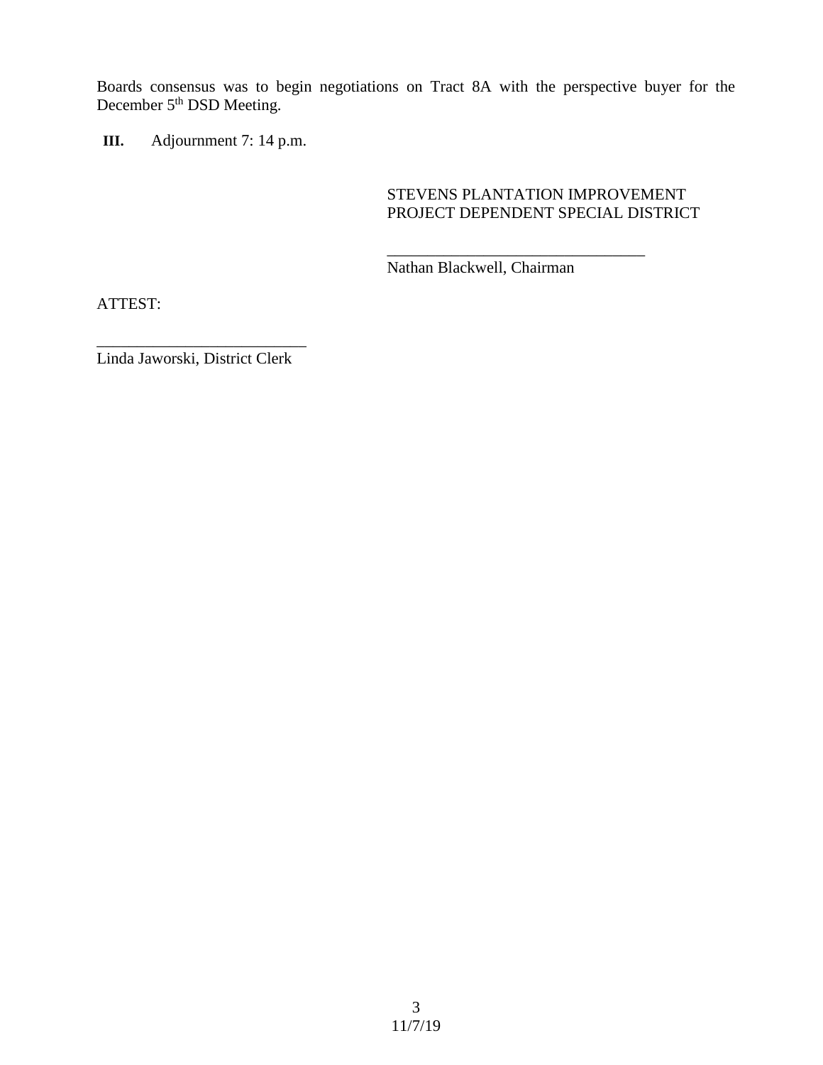Boards consensus was to begin negotiations on Tract 8A with the perspective buyer for the December 5th DSD Meeting.

**III.** Adjournment 7: 14 p.m.

STEVENS PLANTATION IMPROVEMENT
PROJECT DEPENDENT SPECIAL DISTRICT

________________________________
Nathan Blackwell, Chairman

ATTEST:

__________________________
Linda Jaworski, District Clerk

11/7/19